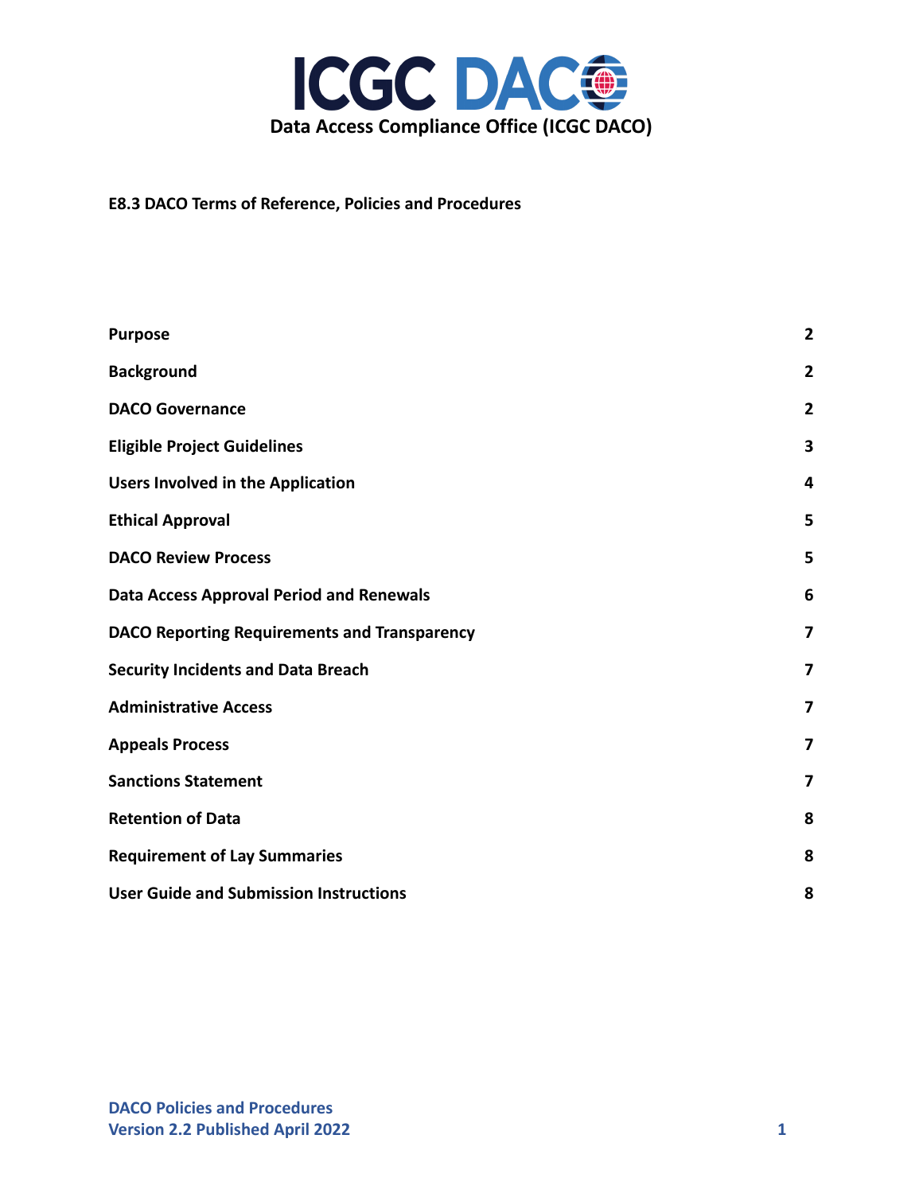# ICGC DACO

**Data Access Compliance Office (ICGC DACO)**

**E8.3 DACO Terms of Reference, Policies and Procedures**

| | |
|---|---|
| **Purpose** | **2** |
| **Background** | **2** |
| **DACO Governance** | **2** |
| **Eligible Project Guidelines** | **3** |
| **Users Involved in the Application** | **4** |
| **Ethical Approval** | **5** |
| **DACO Review Process** | **5** |
| **Data Access Approval Period and Renewals** | **6** |
| **DACO Reporting Requirements and Transparency** | **7** |
| **Security Incidents and Data Breach** | **7** |
| **Administrative Access** | **7** |
| **Appeals Process** | **7** |
| **Sanctions Statement** | **7** |
| **Retention of Data** | **8** |
| **Requirement of Lay Summaries** | **8** |
| **User Guide and Submission Instructions** | **8** |

**DACO Policies and Procedures**
**Version 2.2 Published April 2022**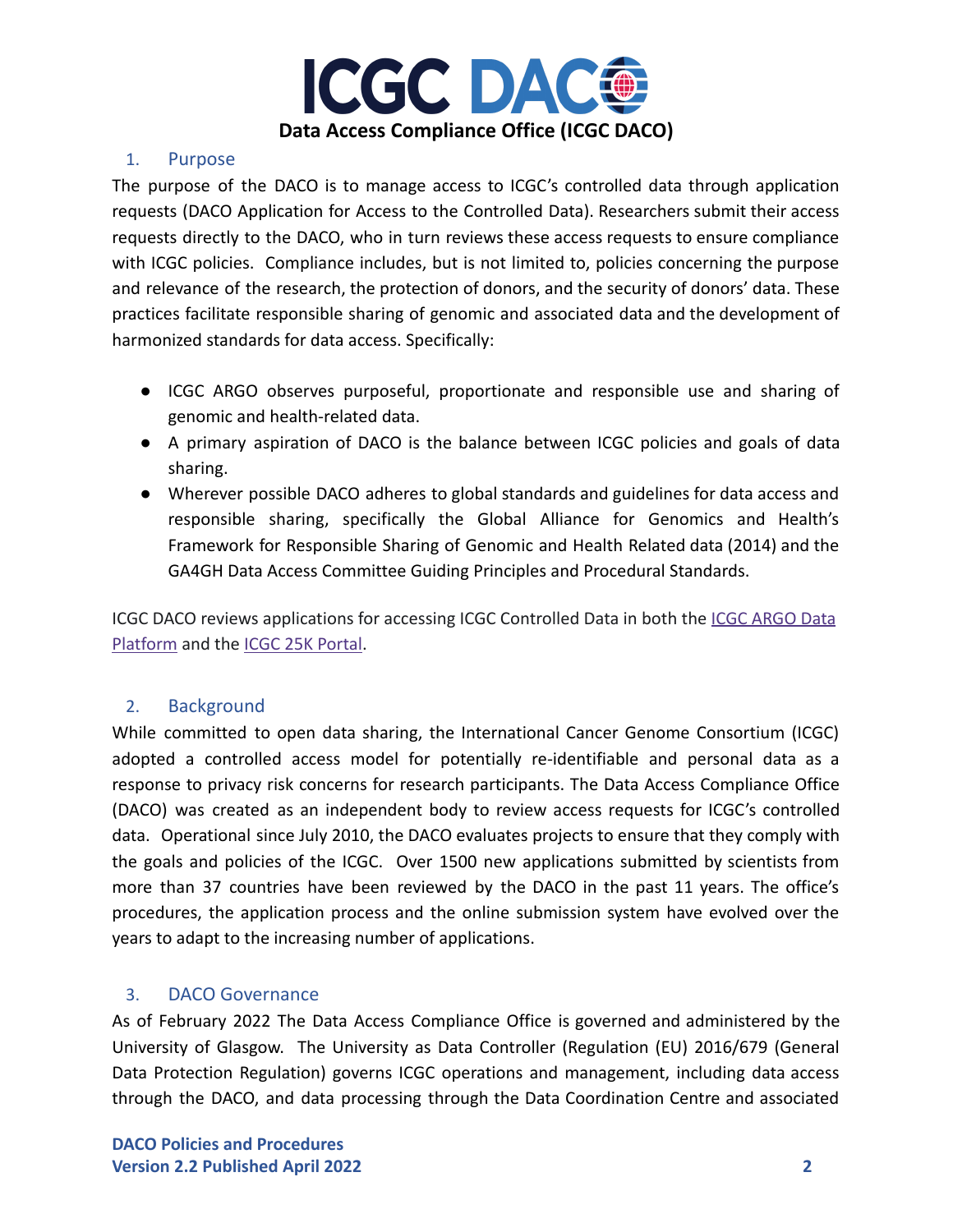# ICGC DACO

**Data Access Compliance Office (ICGC DACO)**

## 1. Purpose

The purpose of the DACO is to manage access to ICGC's controlled data through application requests (DACO Application for Access to the Controlled Data). Researchers submit their access requests directly to the DACO, who in turn reviews these access requests to ensure compliance with ICGC policies. Compliance includes, but is not limited to, policies concerning the purpose and relevance of the research, the protection of donors, and the security of donors' data. These practices facilitate responsible sharing of genomic and associated data and the development of harmonized standards for data access. Specifically:

- ICGC ARGO observes purposeful, proportionate and responsible use and sharing of genomic and health-related data.
- A primary aspiration of DACO is the balance between ICGC policies and goals of data sharing.
- Wherever possible DACO adheres to global standards and guidelines for data access and responsible sharing, specifically the Global Alliance for Genomics and Health's Framework for Responsible Sharing of Genomic and Health Related data (2014) and the GA4GH Data Access Committee Guiding Principles and Procedural Standards.

ICGC DACO reviews applications for accessing ICGC Controlled Data in both the ICGC ARGO Data Platform and the ICGC 25K Portal.

## 2. Background

While committed to open data sharing, the International Cancer Genome Consortium (ICGC) adopted a controlled access model for potentially re-identifiable and personal data as a response to privacy risk concerns for research participants. The Data Access Compliance Office (DACO) was created as an independent body to review access requests for ICGC's controlled data. Operational since July 2010, the DACO evaluates projects to ensure that they comply with the goals and policies of the ICGC. Over 1500 new applications submitted by scientists from more than 37 countries have been reviewed by the DACO in the past 11 years. The office's procedures, the application process and the online submission system have evolved over the years to adapt to the increasing number of applications.

## 3. DACO Governance

As of February 2022 The Data Access Compliance Office is governed and administered by the University of Glasgow. The University as Data Controller (Regulation (EU) 2016/679 (General Data Protection Regulation) governs ICGC operations and management, including data access through the DACO, and data processing through the Data Coordination Centre and associated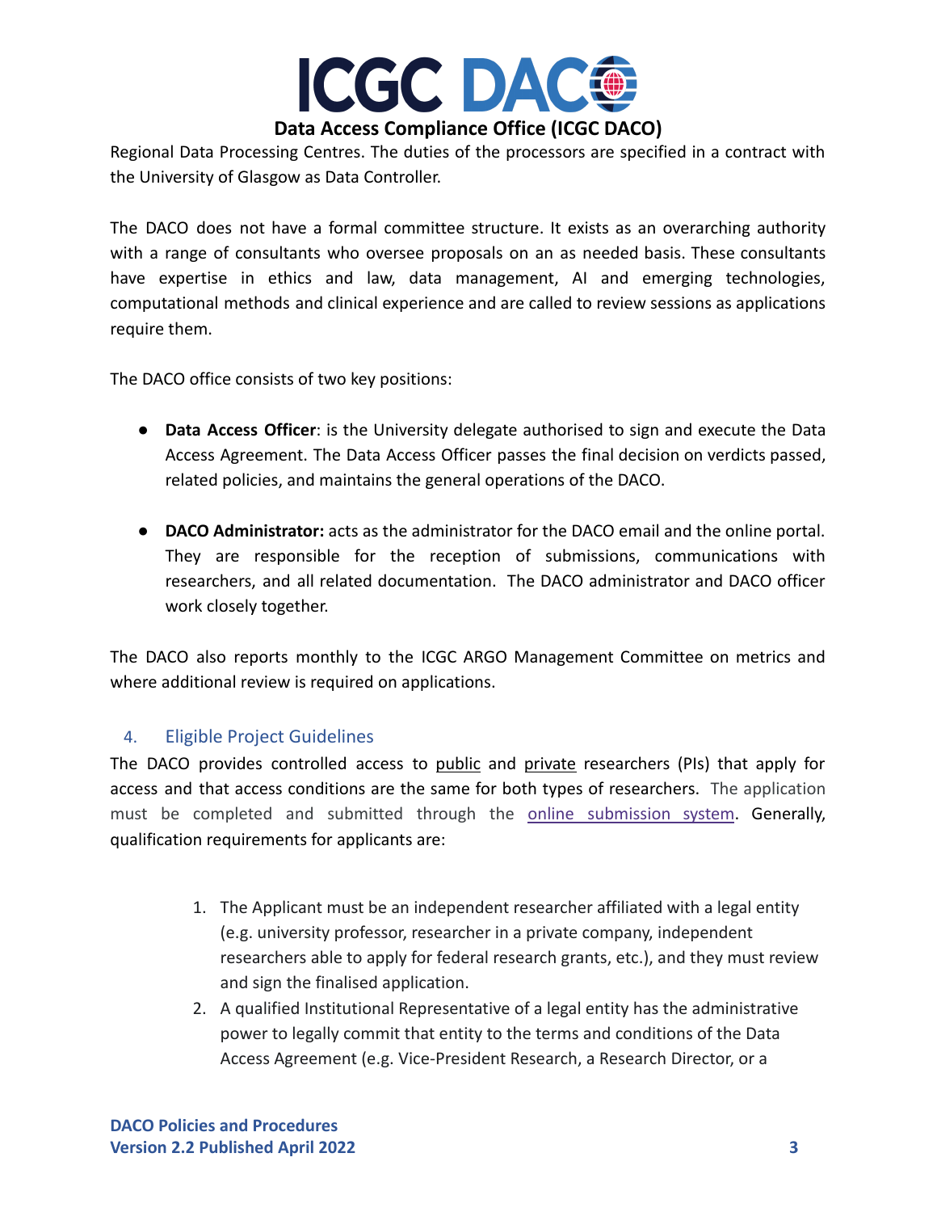Regional Data Processing Centres. The duties of the processors are specified in a contract with the University of Glasgow as Data Controller.

The DACO does not have a formal committee structure. It exists as an overarching authority with a range of consultants who oversee proposals on an as needed basis. These consultants have expertise in ethics and law, data management, AI and emerging technologies, computational methods and clinical experience and are called to review sessions as applications require them.

The DACO office consists of two key positions:

- **Data Access Officer**: is the University delegate authorised to sign and execute the Data Access Agreement. The Data Access Officer passes the final decision on verdicts passed, related policies, and maintains the general operations of the DACO.

- **DACO Administrator:** acts as the administrator for the DACO email and the online portal. They are responsible for the reception of submissions, communications with researchers, and all related documentation. The DACO administrator and DACO officer work closely together.

The DACO also reports monthly to the ICGC ARGO Management Committee on metrics and where additional review is required on applications.

## 4. Eligible Project Guidelines

The DACO provides controlled access to public and private researchers (PIs) that apply for access and that access conditions are the same for both types of researchers. The application must be completed and submitted through the online submission system. Generally, qualification requirements for applicants are:

1. The Applicant must be an independent researcher affiliated with a legal entity (e.g. university professor, researcher in a private company, independent researchers able to apply for federal research grants, etc.), and they must review and sign the finalised application.
2. A qualified Institutional Representative of a legal entity has the administrative power to legally commit that entity to the terms and conditions of the Data Access Agreement (e.g. Vice-President Research, a Research Director, or a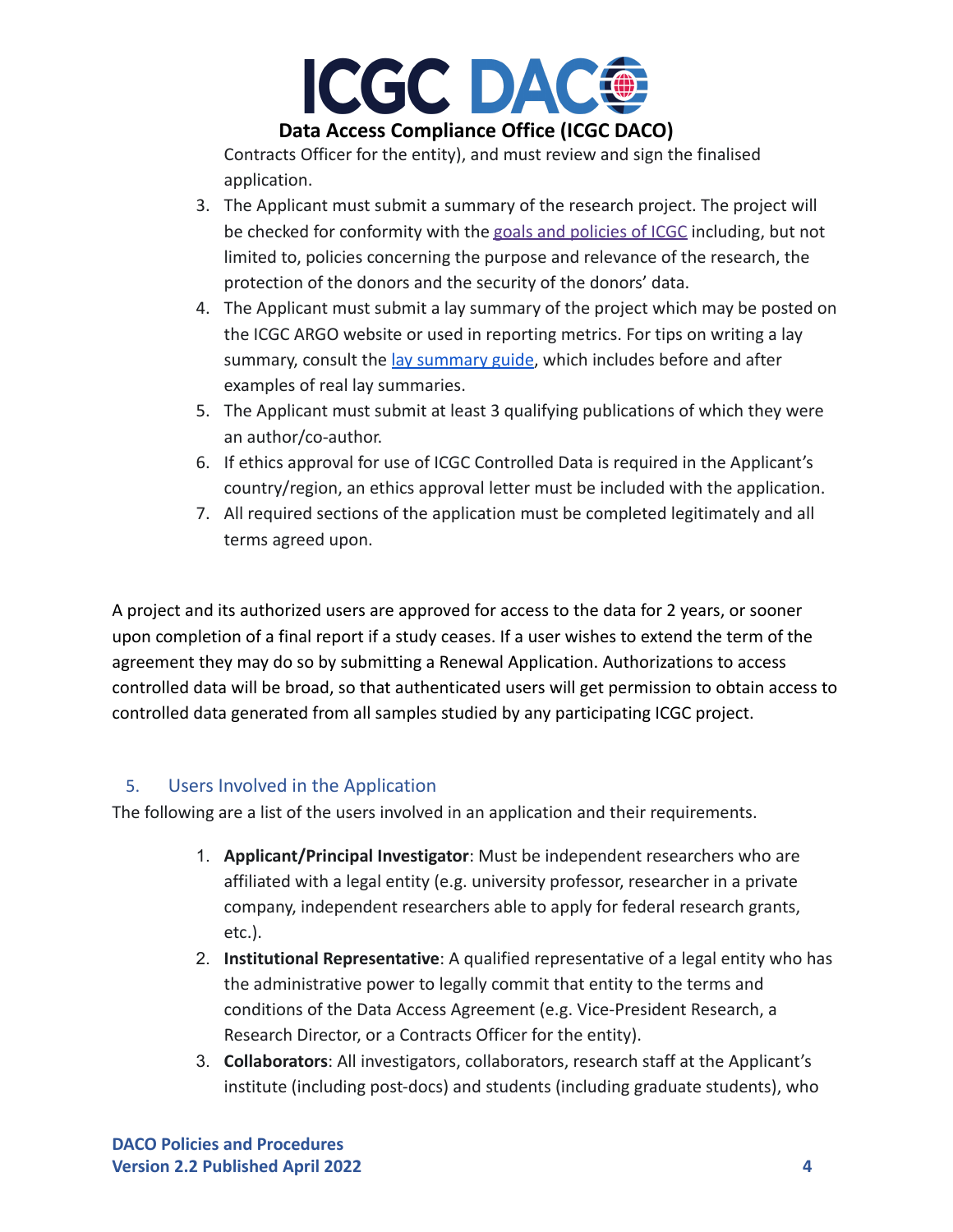Contracts Officer for the entity), and must review and sign the finalised application.

3. The Applicant must submit a summary of the research project. The project will be checked for conformity with the goals and policies of ICGC including, but not limited to, policies concerning the purpose and relevance of the research, the protection of the donors and the security of the donors' data.
4. The Applicant must submit a lay summary of the project which may be posted on the ICGC ARGO website or used in reporting metrics. For tips on writing a lay summary, consult the lay summary guide, which includes before and after examples of real lay summaries.
5. The Applicant must submit at least 3 qualifying publications of which they were an author/co-author.
6. If ethics approval for use of ICGC Controlled Data is required in the Applicant's country/region, an ethics approval letter must be included with the application.
7. All required sections of the application must be completed legitimately and all terms agreed upon.

A project and its authorized users are approved for access to the data for 2 years, or sooner upon completion of a final report if a study ceases. If a user wishes to extend the term of the agreement they may do so by submitting a Renewal Application. Authorizations to access controlled data will be broad, so that authenticated users will get permission to obtain access to controlled data generated from all samples studied by any participating ICGC project.

## 5. Users Involved in the Application

The following are a list of the users involved in an application and their requirements.

1. **Applicant/Principal Investigator**: Must be independent researchers who are affiliated with a legal entity (e.g. university professor, researcher in a private company, independent researchers able to apply for federal research grants, etc.).
2. **Institutional Representative**: A qualified representative of a legal entity who has the administrative power to legally commit that entity to the terms and conditions of the Data Access Agreement (e.g. Vice-President Research, a Research Director, or a Contracts Officer for the entity).
3. **Collaborators**: All investigators, collaborators, research staff at the Applicant's institute (including post-docs) and students (including graduate students), who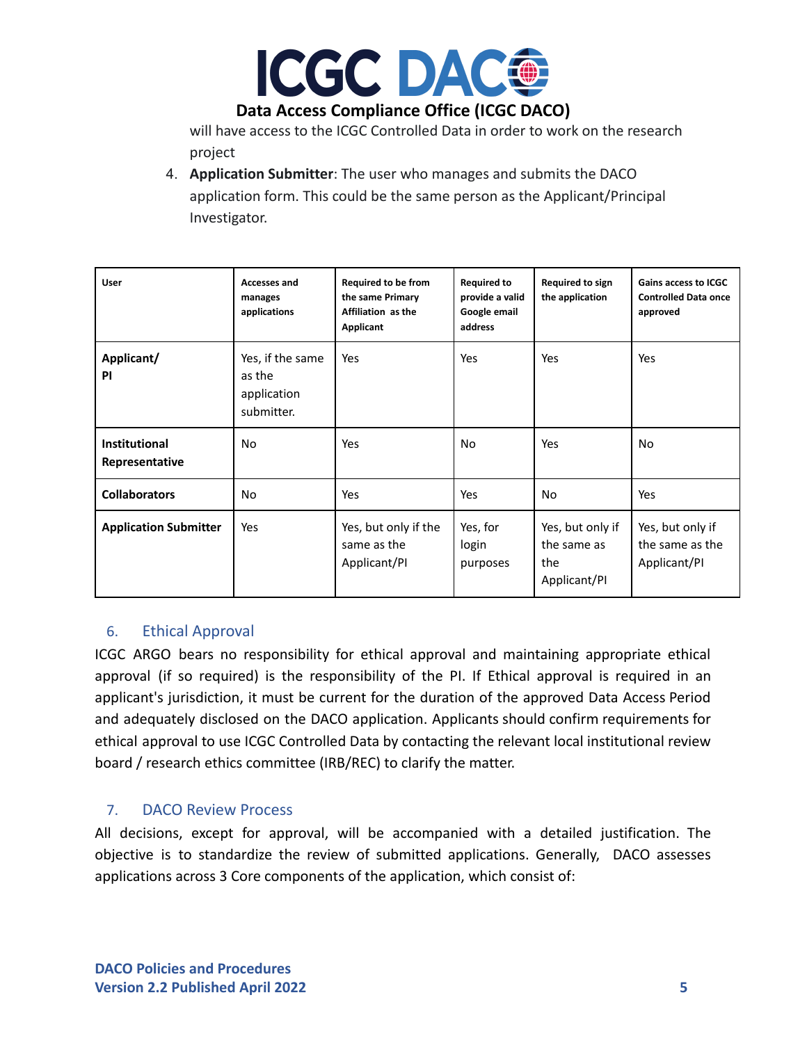will have access to the ICGC Controlled Data in order to work on the research project

4. **Application Submitter**: The user who manages and submits the DACO application form. This could be the same person as the Applicant/Principal Investigator.

| User | Accesses and manages applications | Required to be from the same Primary Affiliation as the Applicant | Required to provide a valid Google email address | Required to sign the application | Gains access to ICGC Controlled Data once approved |
|---|---|---|---|---|---|
| **Applicant/ PI** | Yes, if the same as the application submitter. | Yes | Yes | Yes | Yes |
| **Institutional Representative** | No | Yes | No | Yes | No |
| **Collaborators** | No | Yes | Yes | No | Yes |
| **Application Submitter** | Yes | Yes, but only if the same as the Applicant/PI | Yes, for login purposes | Yes, but only if the same as the Applicant/PI | Yes, but only if the same as the Applicant/PI |

## 6. Ethical Approval

ICGC ARGO bears no responsibility for ethical approval and maintaining appropriate ethical approval (if so required) is the responsibility of the PI. If Ethical approval is required in an applicant's jurisdiction, it must be current for the duration of the approved Data Access Period and adequately disclosed on the DACO application. Applicants should confirm requirements for ethical approval to use ICGC Controlled Data by contacting the relevant local institutional review board / research ethics committee (IRB/REC) to clarify the matter.

## 7. DACO Review Process

All decisions, except for approval, will be accompanied with a detailed justification. The objective is to standardize the review of submitted applications. Generally, DACO assesses applications across 3 Core components of the application, which consist of: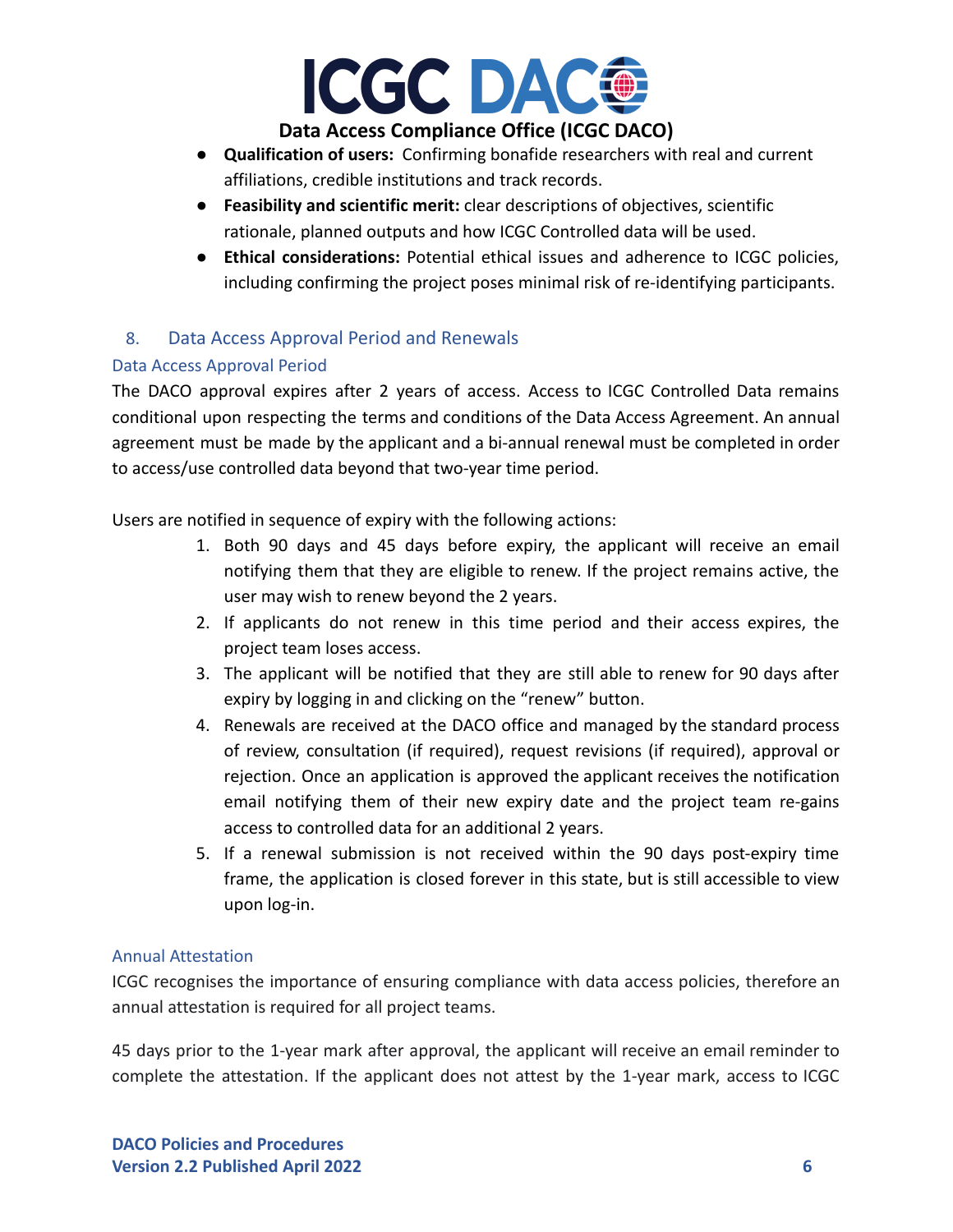- **Qualification of users:** Confirming bonafide researchers with real and current affiliations, credible institutions and track records.
- **Feasibility and scientific merit:** clear descriptions of objectives, scientific rationale, planned outputs and how ICGC Controlled data will be used.
- **Ethical considerations:** Potential ethical issues and adherence to ICGC policies, including confirming the project poses minimal risk of re-identifying participants.

## 8. Data Access Approval Period and Renewals

### Data Access Approval Period

The DACO approval expires after 2 years of access. Access to ICGC Controlled Data remains conditional upon respecting the terms and conditions of the Data Access Agreement. An annual agreement must be made by the applicant and a bi-annual renewal must be completed in order to access/use controlled data beyond that two-year time period.

Users are notified in sequence of expiry with the following actions:

1. Both 90 days and 45 days before expiry, the applicant will receive an email notifying them that they are eligible to renew. If the project remains active, the user may wish to renew beyond the 2 years.
2. If applicants do not renew in this time period and their access expires, the project team loses access.
3. The applicant will be notified that they are still able to renew for 90 days after expiry by logging in and clicking on the "renew" button.
4. Renewals are received at the DACO office and managed by the standard process of review, consultation (if required), request revisions (if required), approval or rejection. Once an application is approved the applicant receives the notification email notifying them of their new expiry date and the project team re-gains access to controlled data for an additional 2 years.
5. If a renewal submission is not received within the 90 days post-expiry time frame, the application is closed forever in this state, but is still accessible to view upon log-in.

### Annual Attestation

ICGC recognises the importance of ensuring compliance with data access policies, therefore an annual attestation is required for all project teams.

45 days prior to the 1-year mark after approval, the applicant will receive an email reminder to complete the attestation. If the applicant does not attest by the 1-year mark, access to ICGC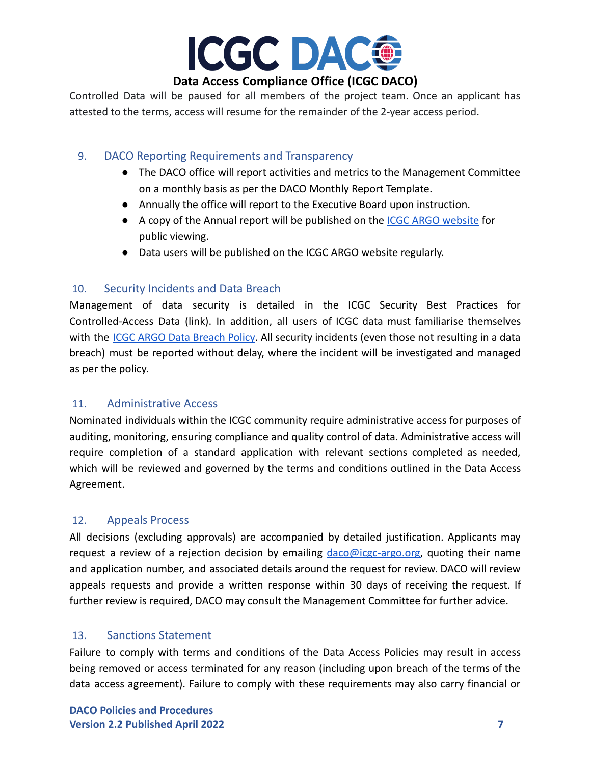Controlled Data will be paused for all members of the project team. Once an applicant has attested to the terms, access will resume for the remainder of the 2-year access period.

## 9. DACO Reporting Requirements and Transparency

- The DACO office will report activities and metrics to the Management Committee on a monthly basis as per the DACO Monthly Report Template.
- Annually the office will report to the Executive Board upon instruction.
- A copy of the Annual report will be published on the ICGC ARGO website for public viewing.
- Data users will be published on the ICGC ARGO website regularly.

## 10. Security Incidents and Data Breach

Management of data security is detailed in the ICGC Security Best Practices for Controlled-Access Data (link). In addition, all users of ICGC data must familiarise themselves with the ICGC ARGO Data Breach Policy. All security incidents (even those not resulting in a data breach) must be reported without delay, where the incident will be investigated and managed as per the policy.

## 11. Administrative Access

Nominated individuals within the ICGC community require administrative access for purposes of auditing, monitoring, ensuring compliance and quality control of data. Administrative access will require completion of a standard application with relevant sections completed as needed, which will be reviewed and governed by the terms and conditions outlined in the Data Access Agreement.

## 12. Appeals Process

All decisions (excluding approvals) are accompanied by detailed justification. Applicants may request a review of a rejection decision by emailing daco@icgc-argo.org, quoting their name and application number, and associated details around the request for review. DACO will review appeals requests and provide a written response within 30 days of receiving the request. If further review is required, DACO may consult the Management Committee for further advice.

## 13. Sanctions Statement

Failure to comply with terms and conditions of the Data Access Policies may result in access being removed or access terminated for any reason (including upon breach of the terms of the data access agreement). Failure to comply with these requirements may also carry financial or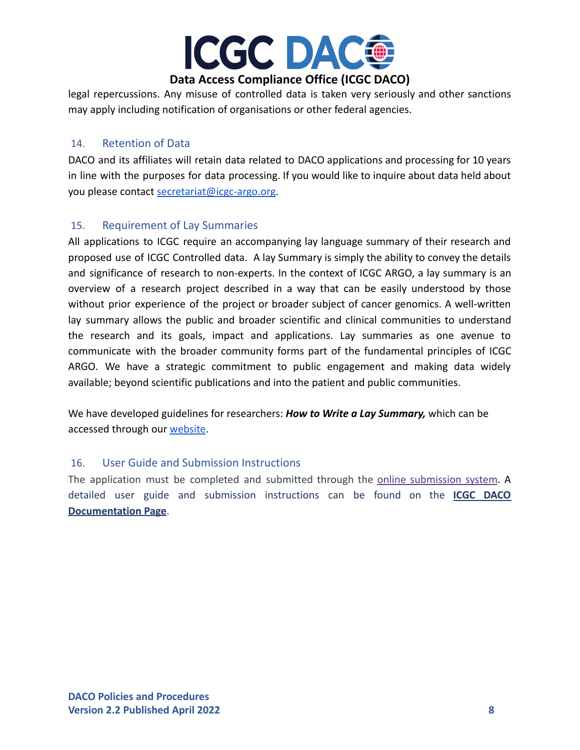legal repercussions. Any misuse of controlled data is taken very seriously and other sanctions may apply including notification of organisations or other federal agencies.

## 14. Retention of Data

DACO and its affiliates will retain data related to DACO applications and processing for 10 years in line with the purposes for data processing. If you would like to inquire about data held about you please contact secretariat@icgc-argo.org.

## 15. Requirement of Lay Summaries

All applications to ICGC require an accompanying lay language summary of their research and proposed use of ICGC Controlled data. A lay Summary is simply the ability to convey the details and significance of research to non-experts. In the context of ICGC ARGO, a lay summary is an overview of a research project described in a way that can be easily understood by those without prior experience of the project or broader subject of cancer genomics. A well-written lay summary allows the public and broader scientific and clinical communities to understand the research and its goals, impact and applications. Lay summaries as one avenue to communicate with the broader community forms part of the fundamental principles of ICGC ARGO. We have a strategic commitment to public engagement and making data widely available; beyond scientific publications and into the patient and public communities.

We have developed guidelines for researchers: ***How to Write a Lay Summary,*** which can be accessed through our website.

## 16. User Guide and Submission Instructions

The application must be completed and submitted through the online submission system. A detailed user guide and submission instructions can be found on the **ICGC DACO Documentation Page**.